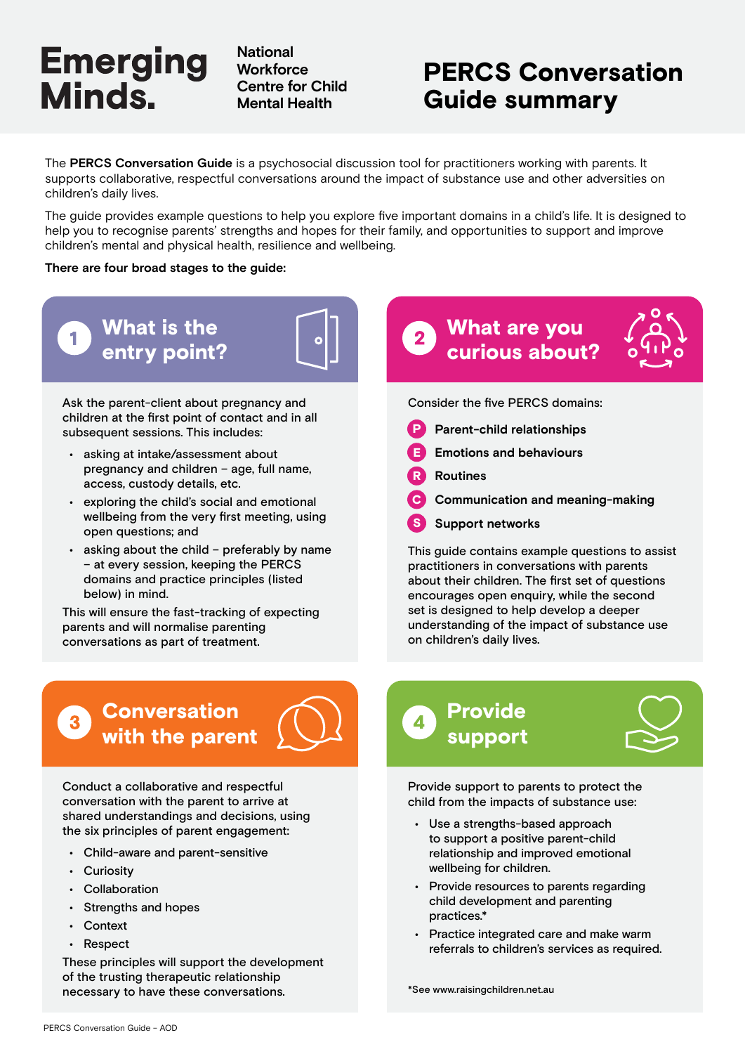# Emerging Minds.

National Workforce Centre for Child Mental Health

# PERCS Conversation Guide summary

The **PERCS Conversation Guide** is a psychosocial discussion tool for practitioners working with parents. It supports collaborative, respectful conversations around the impact of substance use and other adversities on children's daily lives.

The guide provides example questions to help you explore five important domains in a child's life. It is designed to help you to recognise parents' strengths and hopes for their family, and opportunities to support and improve children's mental and physical health, resilience and wellbeing.

**There are four broad stages to the guide:**

## 1 What is the entry point?

Ask the parent-client about pregnancy and children at the first point of contact and in all subsequent sessions. This includes:

- asking at intake/assessment about pregnancy and children – age, full name, access, custody details, etc.
- exploring the child's social and emotional wellbeing from the very first meeting, using open questions; and
- asking about the child – preferably by name – at every session, keeping the PERCS domains and practice principles (listed below) in mind.

This will ensure the fast-tracking of expecting parents and will normalise parenting conversations as part of treatment.

## 2 What are you curious about?

Consider the five PERCS domains:

- **P** **Parent-child relationships**
- **E** **Emotions and behaviours**
- **R** **Routines**
- **C** **Communication and meaning-making**
- **S** **Support networks**

This guide contains example questions to assist practitioners in conversations with parents about their children. The first set of questions encourages open enquiry, while the second set is designed to help develop a deeper understanding of the impact of substance use on children's daily lives.

## 3 Conversation with the parent

Conduct a collaborative and respectful conversation with the parent to arrive at shared understandings and decisions, using the six principles of parent engagement:

- Child-aware and parent-sensitive
- Curiosity
- Collaboration
- Strengths and hopes
- Context
- Respect

These principles will support the development of the trusting therapeutic relationship necessary to have these conversations.

## 4 Provide support

Provide support to parents to protect the child from the impacts of substance use:

- Use a strengths-based approach to support a positive parent-child relationship and improved emotional wellbeing for children.
- Provide resources to parents regarding child development and parenting practices.*
- Practice integrated care and make warm referrals to children's services as required.

*See www.raisingchildren.net.au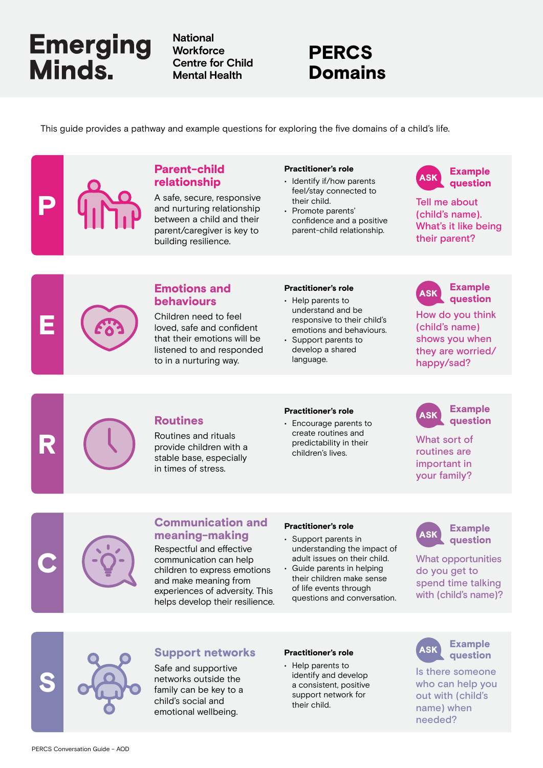# PERCS Domains

Emerging Minds. National Workforce Centre for Child Mental Health

This guide provides a pathway and example questions for exploring the five domains of a child's life.

## P — Parent-child relationship

A safe, secure, responsive and nurturing relationship between a child and their parent/caregiver is key to building resilience.

**Practitioner's role**

- Identify if/how parents feel/stay connected to their child.
- Promote parents' confidence and a positive parent-child relationship.

**ASK — Example question**

Tell me about (child's name). What's it like being their parent?

## E — Emotions and behaviours

Children need to feel loved, safe and confident that their emotions will be listened to and responded to in a nurturing way.

**Practitioner's role**

- Help parents to understand and be responsive to their child's emotions and behaviours.
- Support parents to develop a shared language.

**ASK — Example question**

How do you think (child's name) shows you when they are worried/happy/sad?

## R — Routines

Routines and rituals provide children with a stable base, especially in times of stress.

**Practitioner's role**

- Encourage parents to create routines and predictability in their children's lives.

**ASK — Example question**

What sort of routines are important in your family?

## C — Communication and meaning-making

Respectful and effective communication can help children to express emotions and make meaning from experiences of adversity. This helps develop their resilience.

**Practitioner's role**

- Support parents in understanding the impact of adult issues on their child.
- Guide parents in helping their children make sense of life events through questions and conversation.

**ASK — Example question**

What opportunities do you get to spend time talking with (child's name)?

## S — Support networks

Safe and supportive networks outside the family can be key to a child's social and emotional wellbeing.

**Practitioner's role**

- Help parents to identify and develop a consistent, positive support network for their child.

**ASK — Example question**

Is there someone who can help you out with (child's name) when needed?

PERCS Conversation Guide – AOD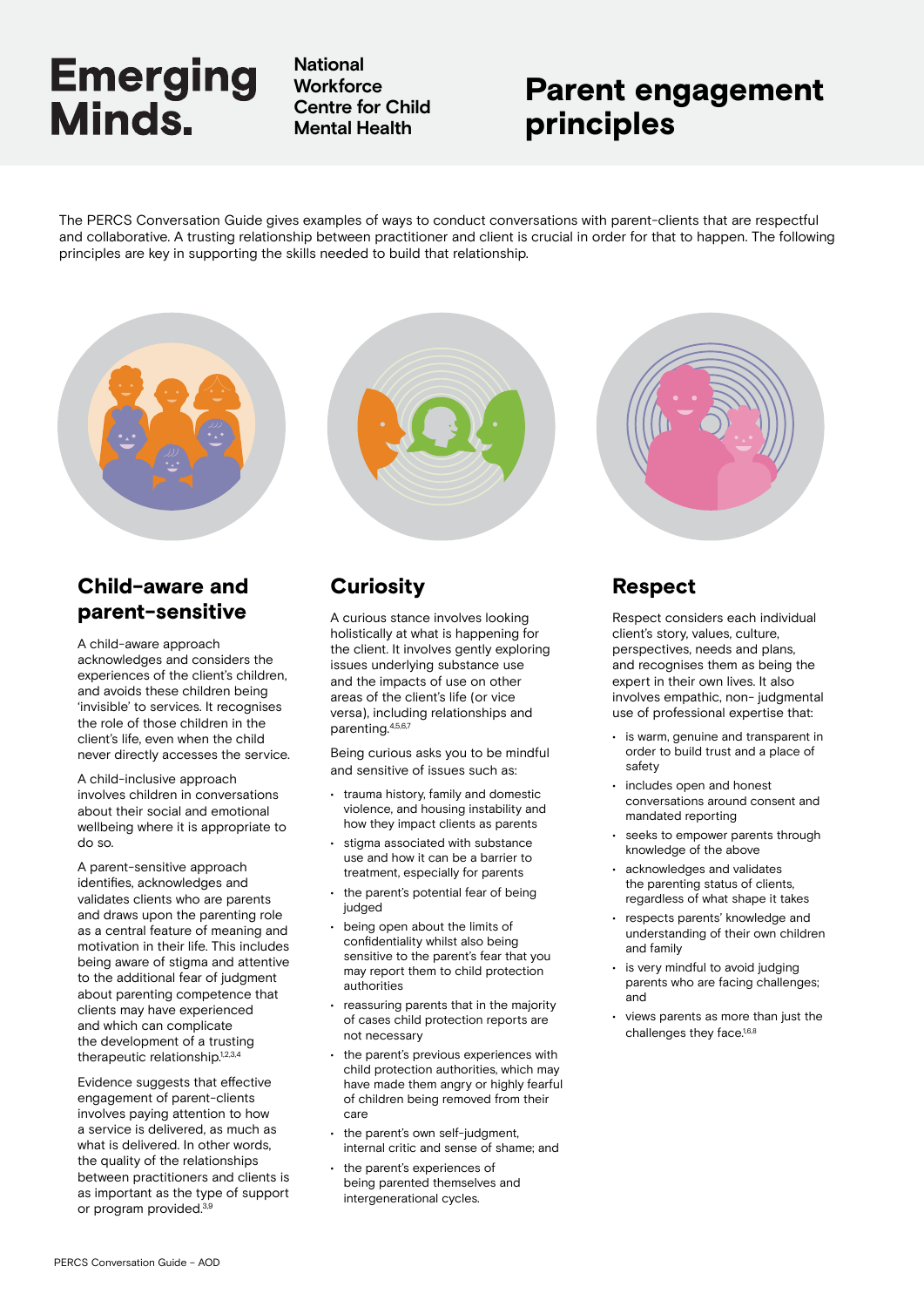Emerging Minds. National Workforce Centre for Child Mental Health

# Parent engagement principles

The PERCS Conversation Guide gives examples of ways to conduct conversations with parent-clients that are respectful and collaborative. A trusting relationship between practitioner and client is crucial in order for that to happen. The following principles are key in supporting the skills needed to build that relationship.

## Child-aware and parent-sensitive

A child-aware approach acknowledges and considers the experiences of the client's children, and avoids these children being 'invisible' to services. It recognises the role of those children in the client's life, even when the child never directly accesses the service.

A child-inclusive approach involves children in conversations about their social and emotional wellbeing where it is appropriate to do so.

A parent-sensitive approach identifies, acknowledges and validates clients who are parents and draws upon the parenting role as a central feature of meaning and motivation in their life. This includes being aware of stigma and attentive to the additional fear of judgment about parenting competence that clients may have experienced and which can complicate the development of a trusting therapeutic relationship.[1,2,3,4]

Evidence suggests that effective engagement of parent-clients involves paying attention to how a service is delivered, as much as what is delivered. In other words, the quality of the relationships between practitioners and clients is as important as the type of support or program provided.[3,9]

## Curiosity

A curious stance involves looking holistically at what is happening for the client. It involves gently exploring issues underlying substance use and the impacts of use on other areas of the client's life (or vice versa), including relationships and parenting.[4,5,6,7]

Being curious asks you to be mindful and sensitive of issues such as:

- trauma history, family and domestic violence, and housing instability and how they impact clients as parents
- stigma associated with substance use and how it can be a barrier to treatment, especially for parents
- the parent's potential fear of being judged
- being open about the limits of confidentiality whilst also being sensitive to the parent's fear that you may report them to child protection authorities
- reassuring parents that in the majority of cases child protection reports are not necessary
- the parent's previous experiences with child protection authorities, which may have made them angry or highly fearful of children being removed from their care
- the parent's own self-judgment, internal critic and sense of shame; and
- the parent's experiences of being parented themselves and intergenerational cycles.

## Respect

Respect considers each individual client's story, values, culture, perspectives, needs and plans, and recognises them as being the expert in their own lives. It also involves empathic, non- judgmental use of professional expertise that:

- is warm, genuine and transparent in order to build trust and a place of safety
- includes open and honest conversations around consent and mandated reporting
- seeks to empower parents through knowledge of the above
- acknowledges and validates the parenting status of clients, regardless of what shape it takes
- respects parents' knowledge and understanding of their own children and family
- is very mindful to avoid judging parents who are facing challenges; and
- views parents as more than just the challenges they face.[1,6,8]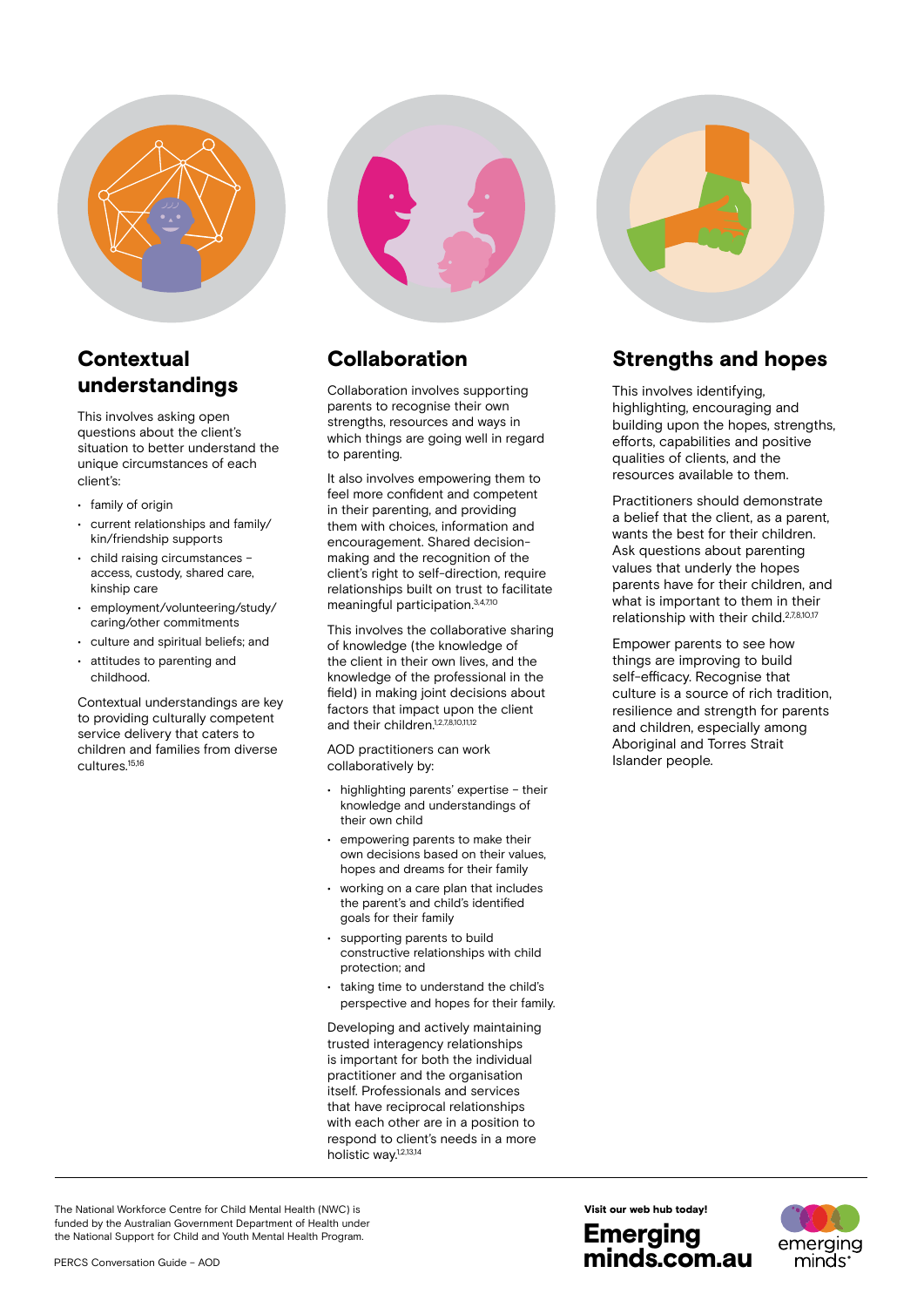## Contextual understandings

This involves asking open questions about the client's situation to better understand the unique circumstances of each client's:

- family of origin
- current relationships and family/kin/friendship supports
- child raising circumstances – access, custody, shared care, kinship care
- employment/volunteering/study/caring/other commitments
- culture and spiritual beliefs; and
- attitudes to parenting and childhood.

Contextual understandings are key to providing culturally competent service delivery that caters to children and families from diverse cultures.[15,16]

## Collaboration

Collaboration involves supporting parents to recognise their own strengths, resources and ways in which things are going well in regard to parenting.

It also involves empowering them to feel more confident and competent in their parenting, and providing them with choices, information and encouragement. Shared decision-making and the recognition of the client's right to self-direction, require relationships built on trust to facilitate meaningful participation.[3,4,7,10]

This involves the collaborative sharing of knowledge (the knowledge of the client in their own lives, and the knowledge of the professional in the field) in making joint decisions about factors that impact upon the client and their children.[1,2,7,8,10,11,12]

AOD practitioners can work collaboratively by:

- highlighting parents' expertise – their knowledge and understandings of their own child
- empowering parents to make their own decisions based on their values, hopes and dreams for their family
- working on a care plan that includes the parent's and child's identified goals for their family
- supporting parents to build constructive relationships with child protection; and
- taking time to understand the child's perspective and hopes for their family.

Developing and actively maintaining trusted interagency relationships is important for both the individual practitioner and the organisation itself. Professionals and services that have reciprocal relationships with each other are in a position to respond to client's needs in a more holistic way.[1,2,13,14]

## Strengths and hopes

This involves identifying, highlighting, encouraging and building upon the hopes, strengths, efforts, capabilities and positive qualities of clients, and the resources available to them.

Practitioners should demonstrate a belief that the client, as a parent, wants the best for their children. Ask questions about parenting values that underly the hopes parents have for their children, and what is important to them in their relationship with their child.[2,7,8,10,17]

Empower parents to see how things are improving to build self-efficacy. Recognise that culture is a source of rich tradition, resilience and strength for parents and children, especially among Aboriginal and Torres Strait Islander people.

---

The National Workforce Centre for Child Mental Health (NWC) is funded by the Australian Government Department of Health under the National Support for Child and Youth Mental Health Program.

PERCS Conversation Guide – AOD

Visit our web hub today!

**Emerging minds.com.au**

emerging minds.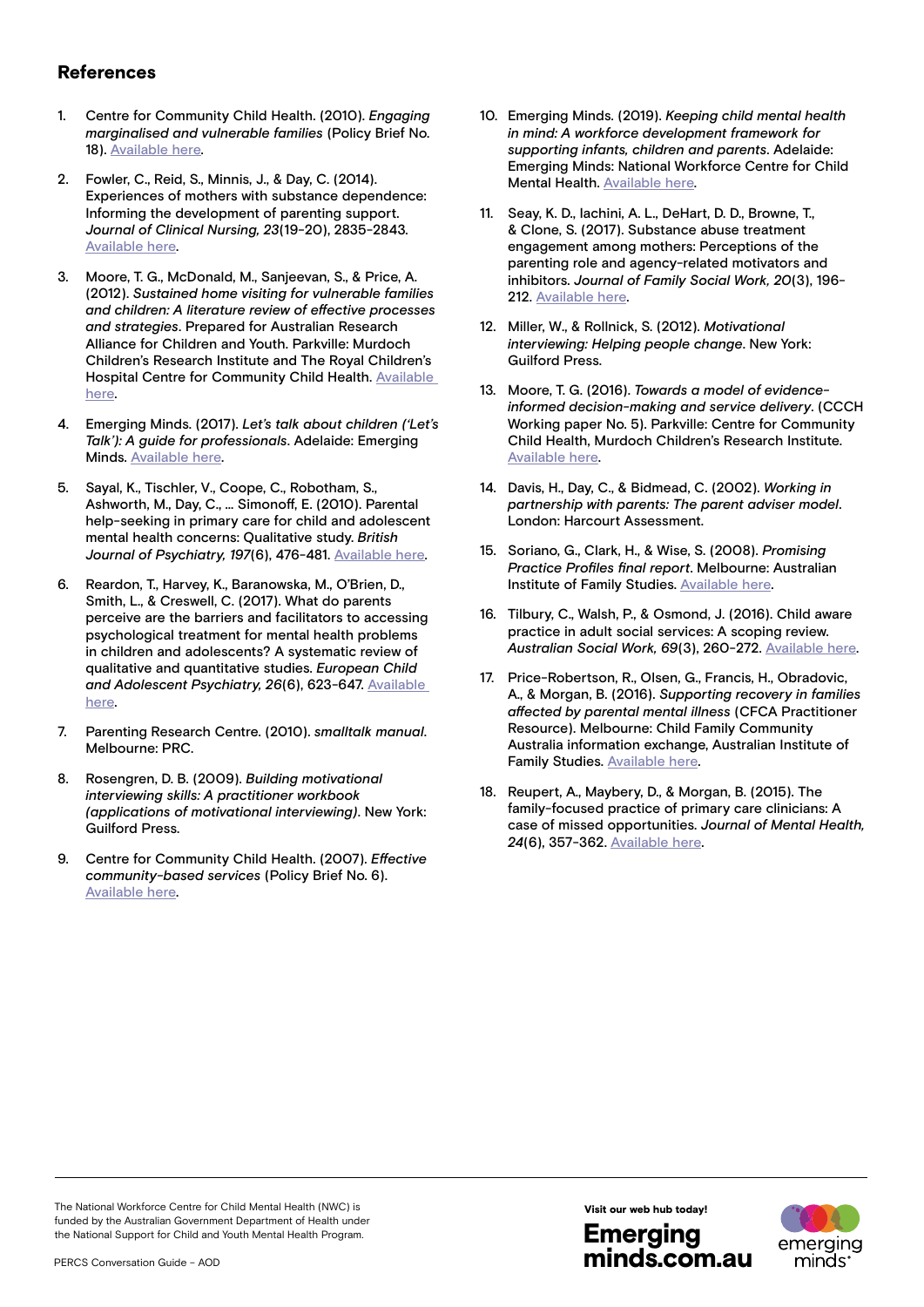## References

1. Centre for Community Child Health. (2010). *Engaging marginalised and vulnerable families* (Policy Brief No. 18). Available here.

2. Fowler, C., Reid, S., Minnis, J., & Day, C. (2014). Experiences of mothers with substance dependence: Informing the development of parenting support. *Journal of Clinical Nursing, 23*(19-20), 2835-2843. Available here.

3. Moore, T. G., McDonald, M., Sanjeevan, S., & Price, A. (2012). *Sustained home visiting for vulnerable families and children: A literature review of effective processes and strategies*. Prepared for Australian Research Alliance for Children and Youth. Parkville: Murdoch Children's Research Institute and The Royal Children's Hospital Centre for Community Child Health. Available here.

4. Emerging Minds. (2017). *Let's talk about children ('Let's Talk'): A guide for professionals*. Adelaide: Emerging Minds. Available here.

5. Sayal, K., Tischler, V., Coope, C., Robotham, S., Ashworth, M., Day, C., … Simonoff, E. (2010). Parental help-seeking in primary care for child and adolescent mental health concerns: Qualitative study. *British Journal of Psychiatry, 197*(6), 476-481. Available here.

6. Reardon, T., Harvey, K., Baranowska, M., O'Brien, D., Smith, L., & Creswell, C. (2017). What do parents perceive are the barriers and facilitators to accessing psychological treatment for mental health problems in children and adolescents? A systematic review of qualitative and quantitative studies. *European Child and Adolescent Psychiatry, 26*(6), 623-647. Available here.

7. Parenting Research Centre. (2010). *smalltalk manual*. Melbourne: PRC.

8. Rosengren, D. B. (2009). *Building motivational interviewing skills: A practitioner workbook (applications of motivational interviewing)*. New York: Guilford Press.

9. Centre for Community Child Health. (2007). *Effective community-based services* (Policy Brief No. 6). Available here.

10. Emerging Minds. (2019). *Keeping child mental health in mind: A workforce development framework for supporting infants, children and parents*. Adelaide: Emerging Minds: National Workforce Centre for Child Mental Health. Available here.

11. Seay, K. D., Iachini, A. L., DeHart, D. D., Browne, T., & Clone, S. (2017). Substance abuse treatment engagement among mothers: Perceptions of the parenting role and agency-related motivators and inhibitors. *Journal of Family Social Work, 20*(3), 196-212. Available here.

12. Miller, W., & Rollnick, S. (2012). *Motivational interviewing: Helping people change*. New York: Guilford Press.

13. Moore, T. G. (2016). *Towards a model of evidence-informed decision-making and service delivery*. (CCCH Working paper No. 5). Parkville: Centre for Community Child Health, Murdoch Children's Research Institute. Available here.

14. Davis, H., Day, C., & Bidmead, C. (2002). *Working in partnership with parents: The parent adviser model*. London: Harcourt Assessment.

15. Soriano, G., Clark, H., & Wise, S. (2008). *Promising Practice Profiles final report*. Melbourne: Australian Institute of Family Studies. Available here.

16. Tilbury, C., Walsh, P., & Osmond, J. (2016). Child aware practice in adult social services: A scoping review. *Australian Social Work, 69*(3), 260-272. Available here.

17. Price-Robertson, R., Olsen, G., Francis, H., Obradovic, A., & Morgan, B. (2016). *Supporting recovery in families affected by parental mental illness* (CFCA Practitioner Resource). Melbourne: Child Family Community Australia information exchange, Australian Institute of Family Studies. Available here.

18. Reupert, A., Maybery, D., & Morgan, B. (2015). The family-focused practice of primary care clinicians: A case of missed opportunities. *Journal of Mental Health, 24*(6), 357-362. Available here.

The National Workforce Centre for Child Mental Health (NWC) is funded by the Australian Government Department of Health under the National Support for Child and Youth Mental Health Program.

Visit our web hub today!

**Emerging minds.com.au**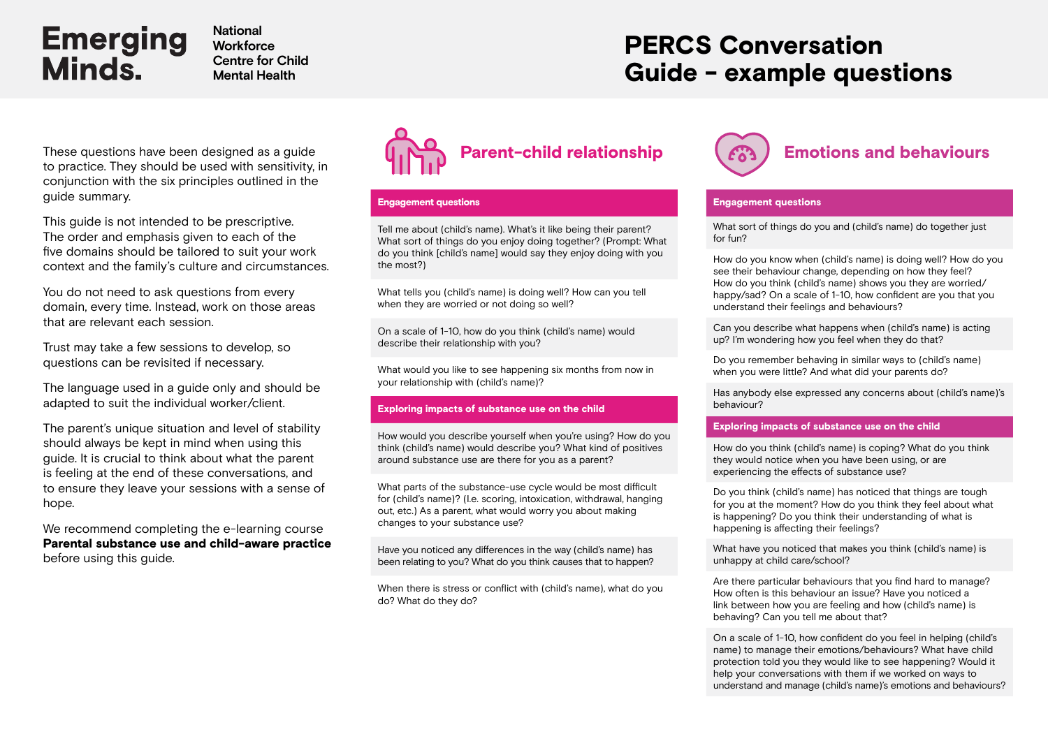Emerging Minds. National Workforce Centre for Child Mental Health

# PERCS Conversation Guide – example questions

These questions have been designed as a guide to practice. They should be used with sensitivity, in conjunction with the six principles outlined in the guide summary.

This guide is not intended to be prescriptive. The order and emphasis given to each of the five domains should be tailored to suit your work context and the family's culture and circumstances.

You do not need to ask questions from every domain, every time. Instead, work on those areas that are relevant each session.

Trust may take a few sessions to develop, so questions can be revisited if necessary.

The language used in a guide only and should be adapted to suit the individual worker/client.

The parent's unique situation and level of stability should always be kept in mind when using this guide. It is crucial to think about what the parent is feeling at the end of these conversations, and to ensure they leave your sessions with a sense of hope.

We recommend completing the e-learning course **Parental substance use and child-aware practice** before using this guide.

## Parent-child relationship

### Engagement questions

Tell me about (child's name). What's it like being their parent? What sort of things do you enjoy doing together? (Prompt: What do you think [child's name] would say they enjoy doing with you the most?)

What tells you (child's name) is doing well? How can you tell when they are worried or not doing so well?

On a scale of 1–10, how do you think (child's name) would describe their relationship with you?

What would you like to see happening six months from now in your relationship with (child's name)?

### Exploring impacts of substance use on the child

How would you describe yourself when you're using? How do you think (child's name) would describe you? What kind of positives around substance use are there for you as a parent?

What parts of the substance-use cycle would be most difficult for (child's name)? (I.e. scoring, intoxication, withdrawal, hanging out, etc.) As a parent, what would worry you about making changes to your substance use?

Have you noticed any differences in the way (child's name) has been relating to you? What do you think causes that to happen?

When there is stress or conflict with (child's name), what do you do? What do they do?

## Emotions and behaviours

### Engagement questions

What sort of things do you and (child's name) do together just for fun?

How do you know when (child's name) is doing well? How do you see their behaviour change, depending on how they feel? How do you think (child's name) shows you they are worried/happy/sad? On a scale of 1–10, how confident are you that you understand their feelings and behaviours?

Can you describe what happens when (child's name) is acting up? I'm wondering how you feel when they do that?

Do you remember behaving in similar ways to (child's name) when you were little? And what did your parents do?

Has anybody else expressed any concerns about (child's name)'s behaviour?

### Exploring impacts of substance use on the child

How do you think (child's name) is coping? What do you think they would notice when you have been using, or are experiencing the effects of substance use?

Do you think (child's name) has noticed that things are tough for you at the moment? How do you think they feel about what is happening? Do you think their understanding of what is happening is affecting their feelings?

What have you noticed that makes you think (child's name) is unhappy at child care/school?

Are there particular behaviours that you find hard to manage? How often is this behaviour an issue? Have you noticed a link between how you are feeling and how (child's name) is behaving? Can you tell me about that?

On a scale of 1–10, how confident do you feel in helping (child's name) to manage their emotions/behaviours? What have child protection told you they would like to see happening? Would it help your conversations with them if we worked on ways to understand and manage (child's name)'s emotions and behaviours?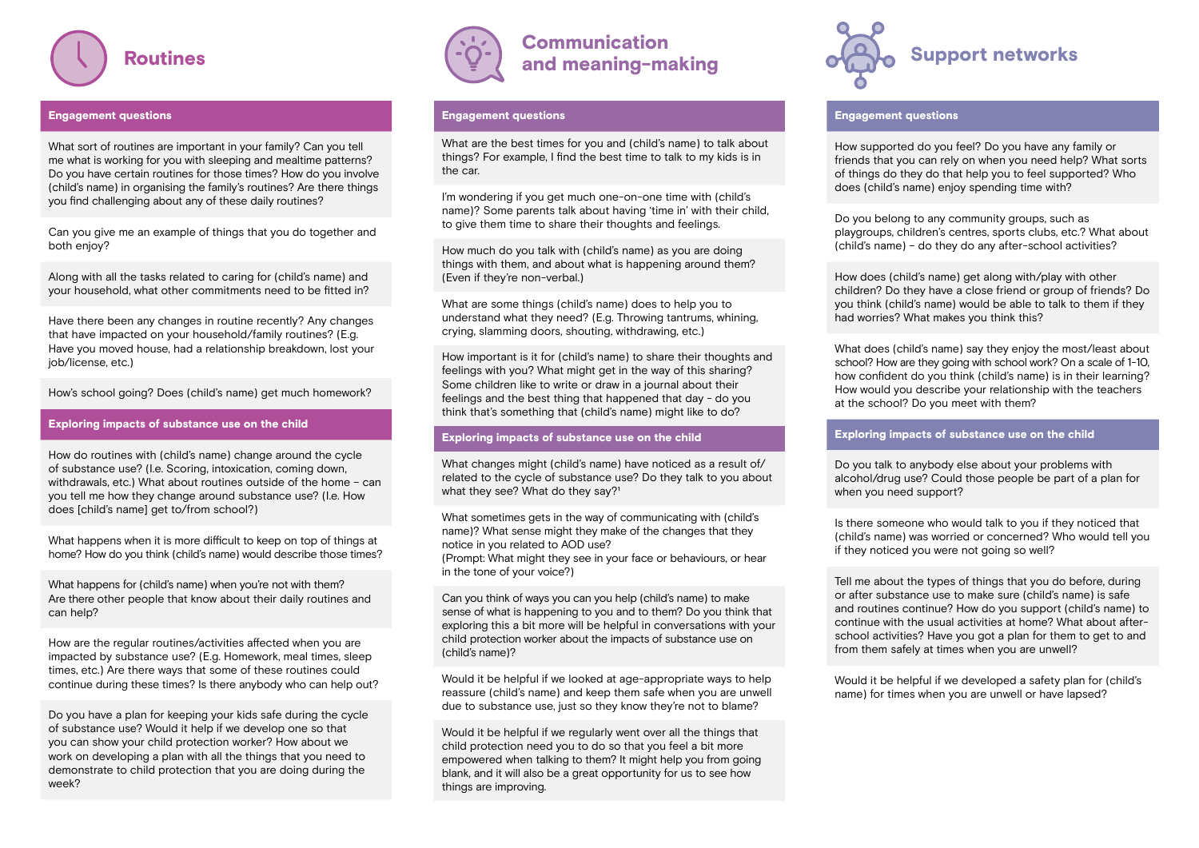## Routines

### Engagement questions

What sort of routines are important in your family? Can you tell me what is working for you with sleeping and mealtime patterns? Do you have certain routines for those times? How do you involve (child's name) in organising the family's routines? Are there things you find challenging about any of these daily routines?

Can you give me an example of things that you do together and both enjoy?

Along with all the tasks related to caring for (child's name) and your household, what other commitments need to be fitted in?

Have there been any changes in routine recently? Any changes that have impacted on your household/family routines? (E.g. Have you moved house, had a relationship breakdown, lost your job/license, etc.)

How's school going? Does (child's name) get much homework?

### Exploring impacts of substance use on the child

How do routines with (child's name) change around the cycle of substance use? (I.e. Scoring, intoxication, coming down, withdrawals, etc.) What about routines outside of the home – can you tell me how they change around substance use? (I.e. How does [child's name] get to/from school?)

What happens when it is more difficult to keep on top of things at home? How do you think (child's name) would describe those times?

What happens for (child's name) when you're not with them? Are there other people that know about their daily routines and can help?

How are the regular routines/activities affected when you are impacted by substance use? (E.g. Homework, meal times, sleep times, etc.) Are there ways that some of these routines could continue during these times? Is there anybody who can help out?

Do you have a plan for keeping your kids safe during the cycle of substance use? Would it help if we develop one so that you can show your child protection worker? How about we work on developing a plan with all the things that you need to demonstrate to child protection that you are doing during the week?

## Communication and meaning-making

### Engagement questions

What are the best times for you and (child's name) to talk about things? For example, I find the best time to talk to my kids is in the car.

I'm wondering if you get much one-on-one time with (child's name)? Some parents talk about having 'time in' with their child, to give them time to share their thoughts and feelings.

How much do you talk with (child's name) as you are doing things with them, and about what is happening around them? (Even if they're non-verbal.)

What are some things (child's name) does to help you to understand what they need? (E.g. Throwing tantrums, whining, crying, slamming doors, shouting, withdrawing, etc.)

How important is it for (child's name) to share their thoughts and feelings with you? What might get in the way of this sharing? Some children like to write or draw in a journal about their feelings and the best thing that happened that day - do you think that's something that (child's name) might like to do?

### Exploring impacts of substance use on the child

What changes might (child's name) have noticed as a result of/ related to the cycle of substance use? Do they talk to you about what they see? What do they say?[1]

What sometimes gets in the way of communicating with (child's name)? What sense might they make of the changes that they notice in you related to AOD use?
(Prompt: What might they see in your face or behaviours, or hear in the tone of your voice?)

Can you think of ways you can you help (child's name) to make sense of what is happening to you and to them? Do you think that exploring this a bit more will be helpful in conversations with your child protection worker about the impacts of substance use on (child's name)?

Would it be helpful if we looked at age-appropriate ways to help reassure (child's name) and keep them safe when you are unwell due to substance use, just so they know they're not to blame?

Would it be helpful if we regularly went over all the things that child protection need you to do so that you feel a bit more empowered when talking to them? It might help you from going blank, and it will also be a great opportunity for us to see how things are improving.

## Support networks

### Engagement questions

How supported do you feel? Do you have any family or friends that you can rely on when you need help? What sorts of things do they do that help you to feel supported? Who does (child's name) enjoy spending time with?

Do you belong to any community groups, such as playgroups, children's centres, sports clubs, etc.? What about (child's name) – do they do any after-school activities?

How does (child's name) get along with/play with other children? Do they have a close friend or group of friends? Do you think (child's name) would be able to talk to them if they had worries? What makes you think this?

What does (child's name) say they enjoy the most/least about school? How are they going with school work? On a scale of 1-10, how confident do you think (child's name) is in their learning? How would you describe your relationship with the teachers at the school? Do you meet with them?

### Exploring impacts of substance use on the child

Do you talk to anybody else about your problems with alcohol/drug use? Could those people be part of a plan for when you need support?

Is there someone who would talk to you if they noticed that (child's name) was worried or concerned? Who would tell you if they noticed you were not going so well?

Tell me about the types of things that you do before, during or after substance use to make sure (child's name) is safe and routines continue? How do you support (child's name) to continue with the usual activities at home? What about after-school activities? Have you got a plan for them to get to and from them safely at times when you are unwell?

Would it be helpful if we developed a safety plan for (child's name) for times when you are unwell or have lapsed?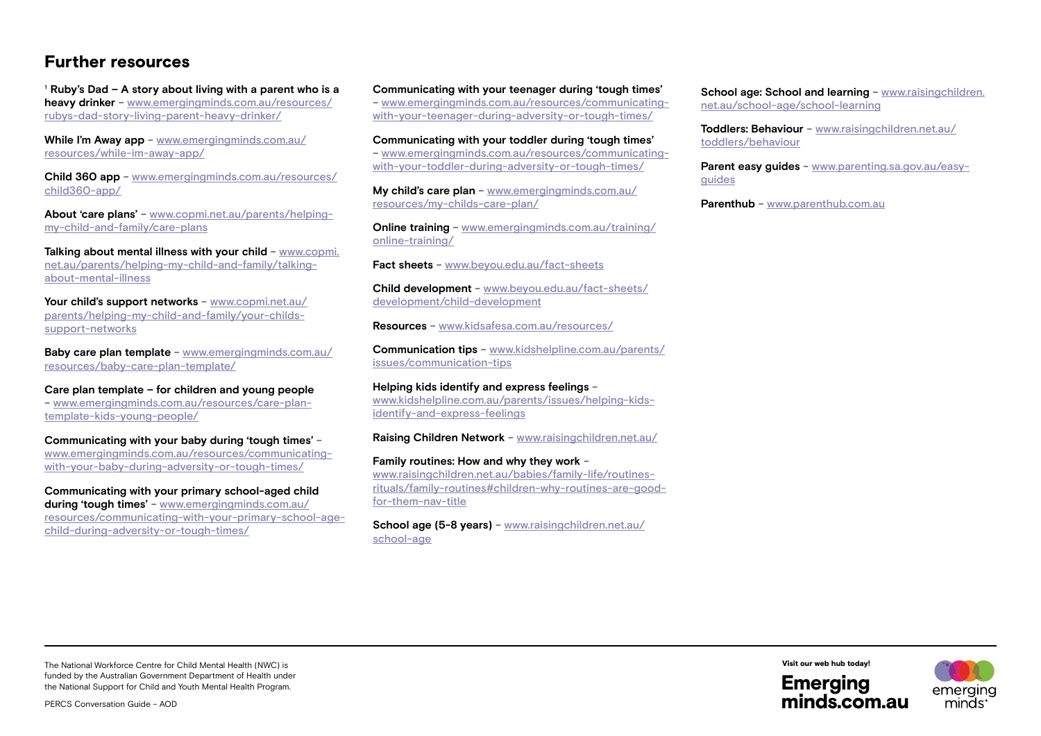## Further resources

[1] **Ruby's Dad – A story about living with a parent who is a heavy drinker** – www.emergingminds.com.au/resources/rubys-dad-story-living-parent-heavy-drinker/

**While I'm Away app** – www.emergingminds.com.au/resources/while-im-away-app/

**Child 360 app** – www.emergingminds.com.au/resources/child360-app/

**About 'care plans'** – www.copmi.net.au/parents/helping-my-child-and-family/care-plans

**Talking about mental illness with your child** – www.copmi.net.au/parents/helping-my-child-and-family/talking-about-mental-illness

**Your child's support networks** – www.copmi.net.au/parents/helping-my-child-and-family/your-childs-support-networks

**Baby care plan template** – www.emergingminds.com.au/resources/baby-care-plan-template/

**Care plan template – for children and young people** – www.emergingminds.com.au/resources/care-plan-template-kids-young-people/

**Communicating with your baby during 'tough times'** – www.emergingminds.com.au/resources/communicating-with-your-baby-during-adversity-or-tough-times/

**Communicating with your primary school-aged child during 'tough times'** – www.emergingminds.com.au/resources/communicating-with-your-primary-school-age-child-during-adversity-or-tough-times/

**Communicating with your teenager during 'tough times'** – www.emergingminds.com.au/resources/communicating-with-your-teenager-during-adversity-or-tough-times/

**Communicating with your toddler during 'tough times'** – www.emergingminds.com.au/resources/communicating-with-your-toddler-during-adversity-or-tough-times/

**My child's care plan** – www.emergingminds.com.au/resources/my-childs-care-plan/

**Online training** – www.emergingminds.com.au/training/online-training/

**Fact sheets** – www.beyou.edu.au/fact-sheets

**Child development** – www.beyou.edu.au/fact-sheets/development/child-development

**Resources** – www.kidsafesa.com.au/resources/

**Communication tips** – www.kidshelpline.com.au/parents/issues/communication-tips

**Helping kids identify and express feelings** – www.kidshelpline.com.au/parents/issues/helping-kids-identify-and-express-feelings

**Raising Children Network** – www.raisingchildren.net.au/

**Family routines: How and why they work** – www.raisingchildren.net.au/babies/family-life/routines-rituals/family-routines#children-why-routines-are-good-for-them-nav-title

**School age (5-8 years)** – www.raisingchildren.net.au/school-age

**School age: School and learning** – www.raisingchildren.net.au/school-age/school-learning

**Toddlers: Behaviour** – www.raisingchildren.net.au/toddlers/behaviour

**Parent easy guides** – www.parenting.sa.gov.au/easy-guides

**Parenthub** – www.parenthub.com.au

The National Workforce Centre for Child Mental Health (NWC) is funded by the Australian Government Department of Health under the National Support for Child and Youth Mental Health Program.

PERCS Conversation Guide – AOD

Visit our web hub today!
Emerging minds.com.au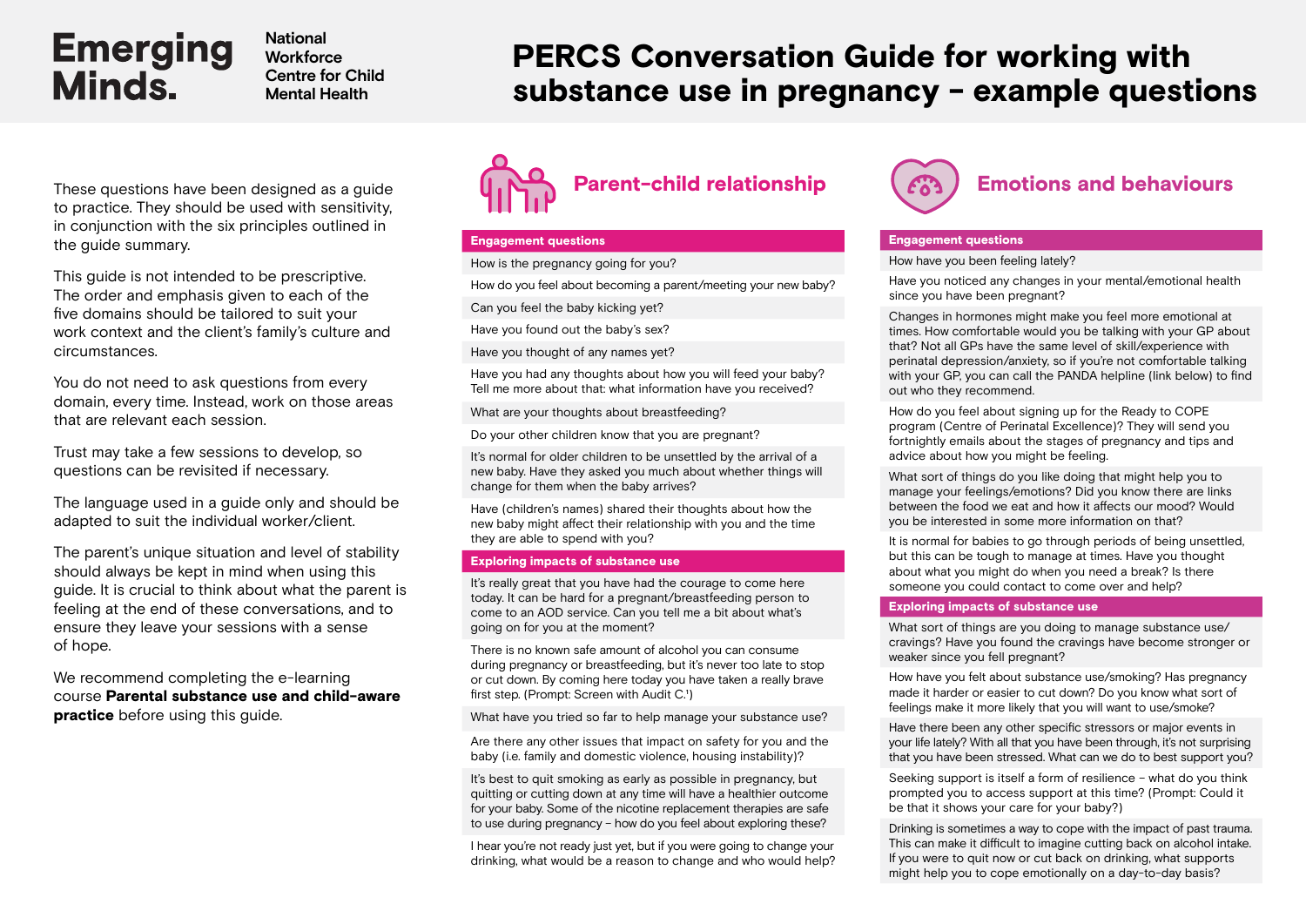Emerging Minds. National Workforce Centre for Child Mental Health

# PERCS Conversation Guide for working with substance use in pregnancy – example questions

These questions have been designed as a guide to practice. They should be used with sensitivity, in conjunction with the six principles outlined in the guide summary.

This guide is not intended to be prescriptive. The order and emphasis given to each of the five domains should be tailored to suit your work context and the client's family's culture and circumstances.

You do not need to ask questions from every domain, every time. Instead, work on those areas that are relevant each session.

Trust may take a few sessions to develop, so questions can be revisited if necessary.

The language used in a guide only and should be adapted to suit the individual worker/client.

The parent's unique situation and level of stability should always be kept in mind when using this guide. It is crucial to think about what the parent is feeling at the end of these conversations, and to ensure they leave your sessions with a sense of hope.

We recommend completing the e-learning course **Parental substance use and child-aware practice** before using this guide.

## Parent-child relationship

### Engagement questions

- How is the pregnancy going for you?
- How do you feel about becoming a parent/meeting your new baby?
- Can you feel the baby kicking yet?
- Have you found out the baby's sex?
- Have you thought of any names yet?
- Have you had any thoughts about how you will feed your baby? Tell me more about that: what information have you received?
- What are your thoughts about breastfeeding?
- Do your other children know that you are pregnant?
- It's normal for older children to be unsettled by the arrival of a new baby. Have they asked you much about whether things will change for them when the baby arrives?
- Have (children's names) shared their thoughts about how the new baby might affect their relationship with you and the time they are able to spend with you?

### Exploring impacts of substance use

- It's really great that you have had the courage to come here today. It can be hard for a pregnant/breastfeeding person to come to an AOD service. Can you tell me a bit about what's going on for you at the moment?
- There is no known safe amount of alcohol you can consume during pregnancy or breastfeeding, but it's never too late to stop or cut down. By coming here today you have taken a really brave first step. (Prompt: Screen with Audit C.[1])
- What have you tried so far to help manage your substance use?
- Are there any other issues that impact on safety for you and the baby (i.e. family and domestic violence, housing instability)?
- It's best to quit smoking as early as possible in pregnancy, but quitting or cutting down at any time will have a healthier outcome for your baby. Some of the nicotine replacement therapies are safe to use during pregnancy – how do you feel about exploring these?
- I hear you're not ready just yet, but if you were going to change your drinking, what would be a reason to change and who would help?

## Emotions and behaviours

### Engagement questions

- How have you been feeling lately?
- Have you noticed any changes in your mental/emotional health since you have been pregnant?
- Changes in hormones might make you feel more emotional at times. How comfortable would you be talking with your GP about that? Not all GPs have the same level of skill/experience with perinatal depression/anxiety, so if you're not comfortable talking with your GP, you can call the PANDA helpline (link below) to find out who they recommend.
- How do you feel about signing up for the Ready to COPE program (Centre of Perinatal Excellence)? They will send you fortnightly emails about the stages of pregnancy and tips and advice about how you might be feeling.
- What sort of things do you like doing that might help you to manage your feelings/emotions? Did you know there are links between the food we eat and how it affects our mood? Would you be interested in some more information on that?
- It is normal for babies to go through periods of being unsettled, but this can be tough to manage at times. Have you thought about what you might do when you need a break? Is there someone you could contact to come over and help?

### Exploring impacts of substance use

- What sort of things are you doing to manage substance use/cravings? Have you found the cravings have become stronger or weaker since you fell pregnant?
- How have you felt about substance use/smoking? Has pregnancy made it harder or easier to cut down? Do you know what sort of feelings make it more likely that you will want to use/smoke?
- Have there been any other specific stressors or major events in your life lately? With all that you have been through, it's not surprising that you have been stressed. What can we do to best support you?
- Seeking support is itself a form of resilience – what do you think prompted you to access support at this time? (Prompt: Could it be that it shows your care for your baby?)
- Drinking is sometimes a way to cope with the impact of past trauma. This can make it difficult to imagine cutting back on alcohol intake. If you were to quit now or cut back on drinking, what supports might help you to cope emotionally on a day-to-day basis?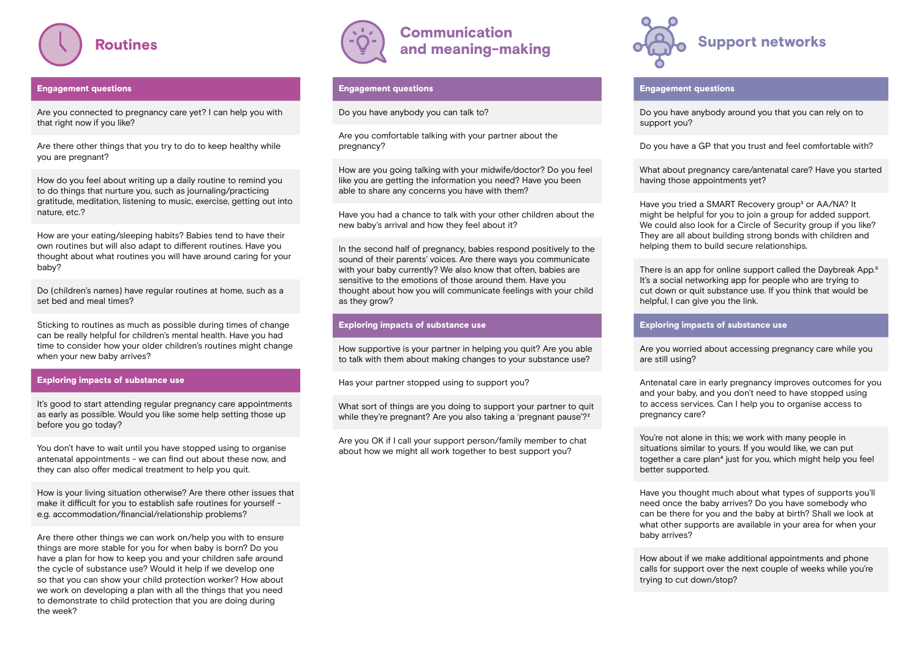## Routines

### Engagement questions

Are you connected to pregnancy care yet? I can help you with that right now if you like?

Are there other things that you try to do to keep healthy while you are pregnant?

How do you feel about writing up a daily routine to remind you to do things that nurture you, such as journaling/practicing gratitude, meditation, listening to music, exercise, getting out into nature, etc.?

How are your eating/sleeping habits? Babies tend to have their own routines but will also adapt to different routines. Have you thought about what routines you will have around caring for your baby?

Do (children's names) have regular routines at home, such as a set bed and meal times?

Sticking to routines as much as possible during times of change can be really helpful for children's mental health. Have you had time to consider how your older children's routines might change when your new baby arrives?

### Exploring impacts of substance use

It's good to start attending regular pregnancy care appointments as early as possible. Would you like some help setting those up before you go today?

You don't have to wait until you have stopped using to organise antenatal appointments - we can find out about these now, and they can also offer medical treatment to help you quit.

How is your living situation otherwise? Are there other issues that make it difficult for you to establish safe routines for yourself - e.g. accommodation/financial/relationship problems?

Are there other things we can work on/help you with to ensure things are more stable for you for when baby is born? Do you have a plan for how to keep you and your children safe around the cycle of substance use? Would it help if we develop one so that you can show your child protection worker? How about we work on developing a plan with all the things that you need to demonstrate to child protection that you are doing during the week?

## Communication and meaning-making

### Engagement questions

Do you have anybody you can talk to?

Are you comfortable talking with your partner about the pregnancy?

How are you going talking with your midwife/doctor? Do you feel like you are getting the information you need? Have you been able to share any concerns you have with them?

Have you had a chance to talk with your other children about the new baby's arrival and how they feel about it?

In the second half of pregnancy, babies respond positively to the sound of their parents' voices. Are there ways you communicate with your baby currently? We also know that often, babies are sensitive to the emotions of those around them. Have you thought about how you will communicate feelings with your child as they grow?

### Exploring impacts of substance use

How supportive is your partner in helping you quit? Are you able to talk with them about making changes to your substance use?

Has your partner stopped using to support you?

What sort of things are you doing to support your partner to quit while they're pregnant? Are you also taking a 'pregnant pause'?[2]

Are you OK if I call your support person/family member to chat about how we might all work together to best support you?

## Support networks

### Engagement questions

Do you have anybody around you that you can rely on to support you?

Do you have a GP that you trust and feel comfortable with?

What about pregnancy care/antenatal care? Have you started having those appointments yet?

Have you tried a SMART Recovery group[3] or AA/NA? It might be helpful for you to join a group for added support. We could also look for a Circle of Security group if you like? They are all about building strong bonds with children and helping them to build secure relationships.

There is an app for online support called the Daybreak App.[5] It's a social networking app for people who are trying to cut down or quit substance use. If you think that would be helpful, I can give you the link.

### Exploring impacts of substance use

Are you worried about accessing pregnancy care while you are still using?

Antenatal care in early pregnancy improves outcomes for you and your baby, and you don't need to have stopped using to access services. Can I help you to organise access to pregnancy care?

You're not alone in this; we work with many people in situations similar to yours. If you would like, we can put together a care plan[4] just for you, which might help you feel better supported.

Have you thought much about what types of supports you'll need once the baby arrives? Do you have somebody who can be there for you and the baby at birth? Shall we look at what other supports are available in your area for when your baby arrives?

How about if we make additional appointments and phone calls for support over the next couple of weeks while you're trying to cut down/stop?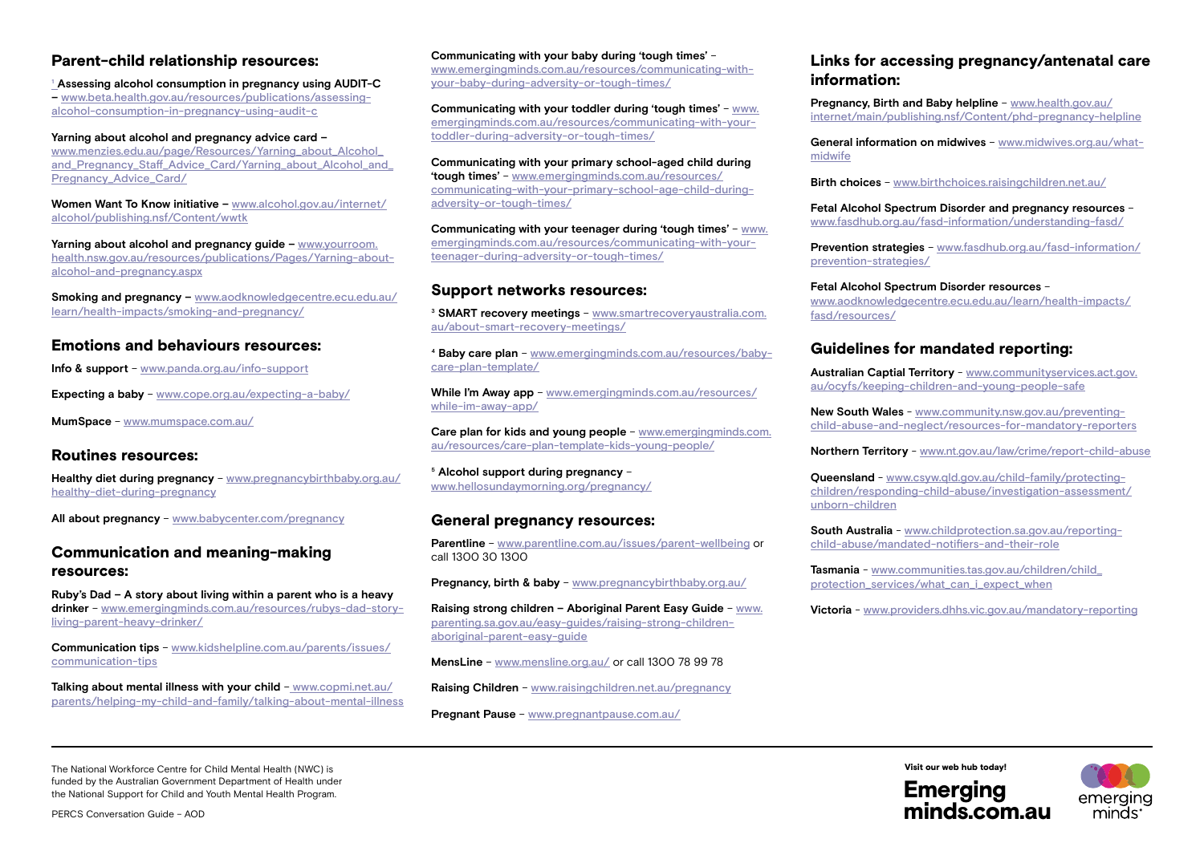## Parent-child relationship resources:

[1] **Assessing alcohol consumption in pregnancy using AUDIT-C –** www.beta.health.gov.au/resources/publications/assessing-alcohol-consumption-in-pregnancy-using-audit-c

**Yarning about alcohol and pregnancy advice card –** www.menzies.edu.au/page/Resources/Yarning_about_Alcohol_and_Pregnancy_Staff_Advice_Card/Yarning_about_Alcohol_and_Pregnancy_Advice_Card/

**Women Want To Know initiative –** www.alcohol.gov.au/internet/alcohol/publishing.nsf/Content/wwtk

**Yarning about alcohol and pregnancy guide –** www.yourroom.health.nsw.gov.au/resources/publications/Pages/Yarning-about-alcohol-and-pregnancy.aspx

**Smoking and pregnancy –** www.aodknowledgecentre.ecu.edu.au/learn/health-impacts/smoking-and-pregnancy/

## Emotions and behaviours resources:

**Info & support** – www.panda.org.au/info-support

**Expecting a baby** – www.cope.org.au/expecting-a-baby/

**MumSpace** – www.mumspace.com.au/

## Routines resources:

**Healthy diet during pregnancy** – www.pregnancybirthbaby.org.au/healthy-diet-during-pregnancy

**All about pregnancy** – www.babycenter.com/pregnancy

## Communication and meaning-making resources:

**Ruby's Dad – A story about living within a parent who is a heavy drinker** – www.emergingminds.com.au/resources/rubys-dad-story-living-parent-heavy-drinker/

**Communication tips** – www.kidshelpline.com.au/parents/issues/communication-tips

**Talking about mental illness with your child** – www.copmi.net.au/parents/helping-my-child-and-family/talking-about-mental-illness

**Communicating with your baby during 'tough times'** – www.emergingminds.com.au/resources/communicating-with-your-baby-during-adversity-or-tough-times/

**Communicating with your toddler during 'tough times'** – www.emergingminds.com.au/resources/communicating-with-your-toddler-during-adversity-or-tough-times/

**Communicating with your primary school-aged child during 'tough times'** – www.emergingminds.com.au/resources/communicating-with-your-primary-school-age-child-during-adversity-or-tough-times/

**Communicating with your teenager during 'tough times'** – www.emergingminds.com.au/resources/communicating-with-your-teenager-during-adversity-or-tough-times/

## Support networks resources:

[3] **SMART recovery meetings** – www.smartrecoveryaustralia.com.au/about-smart-recovery-meetings/

[4] **Baby care plan** – www.emergingminds.com.au/resources/baby-care-plan-template/

**While I'm Away app** – www.emergingminds.com.au/resources/while-im-away-app/

**Care plan for kids and young people** – www.emergingminds.com.au/resources/care-plan-template-kids-young-people/

[5] **Alcohol support during pregnancy** – www.hellosundaymorning.org/pregnancy/

## General pregnancy resources:

**Parentline** – www.parentline.com.au/issues/parent-wellbeing or call 1300 30 1300

**Pregnancy, birth & baby** – www.pregnancybirthbaby.org.au/

**Raising strong children – Aboriginal Parent Easy Guide** – www.parenting.sa.gov.au/easy-guides/raising-strong-children-aboriginal-parent-easy-guide

**MensLine** – www.mensline.org.au/ or call 1300 78 99 78

**Raising Children** – www.raisingchildren.net.au/pregnancy

**Pregnant Pause** – www.pregnantpause.com.au/

## Links for accessing pregnancy/antenatal care information:

**Pregnancy, Birth and Baby helpline** – www.health.gov.au/internet/main/publishing.nsf/Content/phd-pregnancy-helpline

**General information on midwives** – www.midwives.org.au/what-midwife

**Birth choices** – www.birthchoices.raisingchildren.net.au/

**Fetal Alcohol Spectrum Disorder and pregnancy resources** – www.fasdhub.org.au/fasd-information/understanding-fasd/

**Prevention strategies** – www.fasdhub.org.au/fasd-information/prevention-strategies/

**Fetal Alcohol Spectrum Disorder resources** – www.aodknowledgecentre.ecu.edu.au/learn/health-impacts/fasd/resources/

## Guidelines for mandated reporting:

**Australian Captial Territory** - www.communityservices.act.gov.au/ocyfs/keeping-children-and-young-people-safe

**New South Wales** - www.community.nsw.gov.au/preventing-child-abuse-and-neglect/resources-for-mandatory-reporters

**Northern Territory** - www.nt.gov.au/law/crime/report-child-abuse

**Queensland** - www.csyw.qld.gov.au/child-family/protecting-children/responding-child-abuse/investigation-assessment/unborn-children

**South Australia** - www.childprotection.sa.gov.au/reporting-child-abuse/mandated-notifiers-and-their-role

**Tasmania** - www.communities.tas.gov.au/children/child_protection_services/what_can_i_expect_when

**Victoria** - www.providers.dhhs.vic.gov.au/mandatory-reporting

---

The National Workforce Centre for Child Mental Health (NWC) is funded by the Australian Government Department of Health under the National Support for Child and Youth Mental Health Program.

PERCS Conversation Guide - AOD

**Visit our web hub today!**

**Emerging minds.com.au**